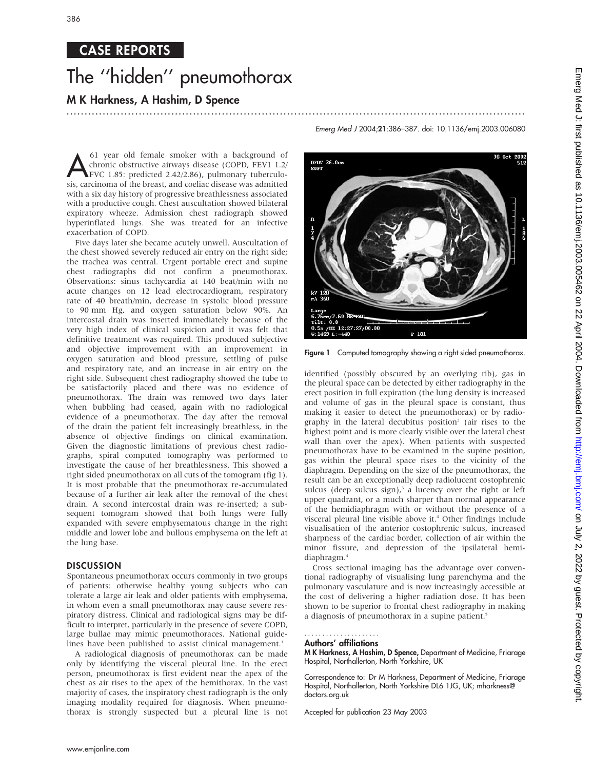CASE REPORTS

# The ''hidden'' pneumothorax

## M K Harkness, A Hashim, D Spence

A 61 year old female smoker with a background of chronic obstructive airways disease (COPD, FEV1 1.2/FVC 1.85: predicted 2.42/2.86), pulmonary tuberculosis, carcinoma of the breast, and coeliac disease was admitted with a six day history of progressive breathlessness associated with a productive cough. Chest auscultation showed bilateral expiratory wheeze. Admission chest radiograph showed hyperinflated lungs. She was treated for an infective exacerbation of COPD.

Five days later she became acutely unwell. Auscultation of the chest showed severely reduced air entry on the right side; the trachea was central. Urgent portable erect and supine chest radiographs did not confirm a pneumothorax. Observations: sinus tachycardia at 140 beat/min with no acute changes on 12 lead electrocardiogram, respiratory rate of 40 breath/min, decrease in systolic blood pressure to 90 mm Hg, and oxygen saturation below 90%. An intercostal drain was inserted immediately because of the very high index of clinical suspicion and it was felt that definitive treatment was required. This produced subjective and objective improvement with an improvement in oxygen saturation and blood pressure, settling of pulse and respiratory rate, and an increase in air entry on the right side. Subsequent chest radiography showed the tube to be satisfactorily placed and there was no evidence of pneumothorax. The drain was removed two days later when bubbling had ceased, again with no radiological evidence of a pneumothorax. The day after the removal of the drain the patient felt increasingly breathless, in the absence of objective findings on clinical examination. Given the diagnostic limitations of previous chest radiographs, spiral computed tomography was performed to investigate the cause of her breathlessness. This showed a right sided pneumothorax on all cuts of the tomogram (fig 1). It is most probable that the pneumothorax re-accumulated because of a further air leak after the removal of the chest drain. A second intercostal drain was re-inserted; a subsequent tomogram showed that both lungs were fully expanded with severe emphysematous change in the right middle and lower lobe and bullous emphysema on the left at the lung base.

Figure 1 Computed tomography showing a right sided pneumothorax.

## DISCUSSION

Spontaneous pneumothorax occurs commonly in two groups of patients: otherwise healthy young subjects who can tolerate a large air leak and older patients with emphysema, in whom even a small pneumothorax may cause severe respiratory distress. Clinical and radiological signs may be difficult to interpret, particularly in the presence of severe COPD, large bullae may mimic pneumothoraces. National guidelines have been published to assist clinical management.[1]

A radiological diagnosis of pneumothorax can be made only by identifying the visceral pleural line. In the erect person, pneumothorax is first evident near the apex of the chest as air rises to the apex of the hemithorax. In the vast majority of cases, the inspiratory chest radiograph is the only imaging modality required for diagnosis. When pneumothorax is strongly suspected but a pleural line is not identified (possibly obscured by an overlying rib), gas in the pleural space can be detected by either radiography in the erect position in full expiration (the lung density is increased and volume of gas in the pleural space is constant, thus making it easier to detect the pneumothorax) or by radiography in the lateral decubitus position[2] (air rises to the highest point and is more clearly visible over the lateral chest wall than over the apex). When patients with suspected pneumothorax have to be examined in the supine position, gas within the pleural space rises to the vicinity of the diaphragm. Depending on the size of the pneumothorax, the result can be an exceptionally deep radiolucent costophrenic sulcus (deep sulcus sign),[3] a lucency over the right or left upper quadrant, or a much sharper than normal appearance of the hemidiaphragm with or without the presence of a visceral pleural line visible above it.[4] Other findings include visualisation of the anterior costophrenic sulcus, increased sharpness of the cardiac border, collection of air within the minor fissure, and depression of the ipsilateral hemidiaphragm.[4]

Cross sectional imaging has the advantage over conventional radiography of visualising lung parenchyma and the pulmonary vasculature and is now increasingly accessible at the cost of delivering a higher radiation dose. It has been shown to be superior to frontal chest radiography in making a diagnosis of pneumothorax in a supine patient.[5]

### Authors' affiliations

**M K Harkness, A Hashim, D Spence,** Department of Medicine, Friarage Hospital, Northallerton, North Yorkshire, UK

Correspondence to: Dr M Harkness, Department of Medicine, Friarage Hospital, Northallerton, North Yorkshire DL6 1JG, UK; mharkness@doctors.org.uk

Accepted for publication 23 May 2003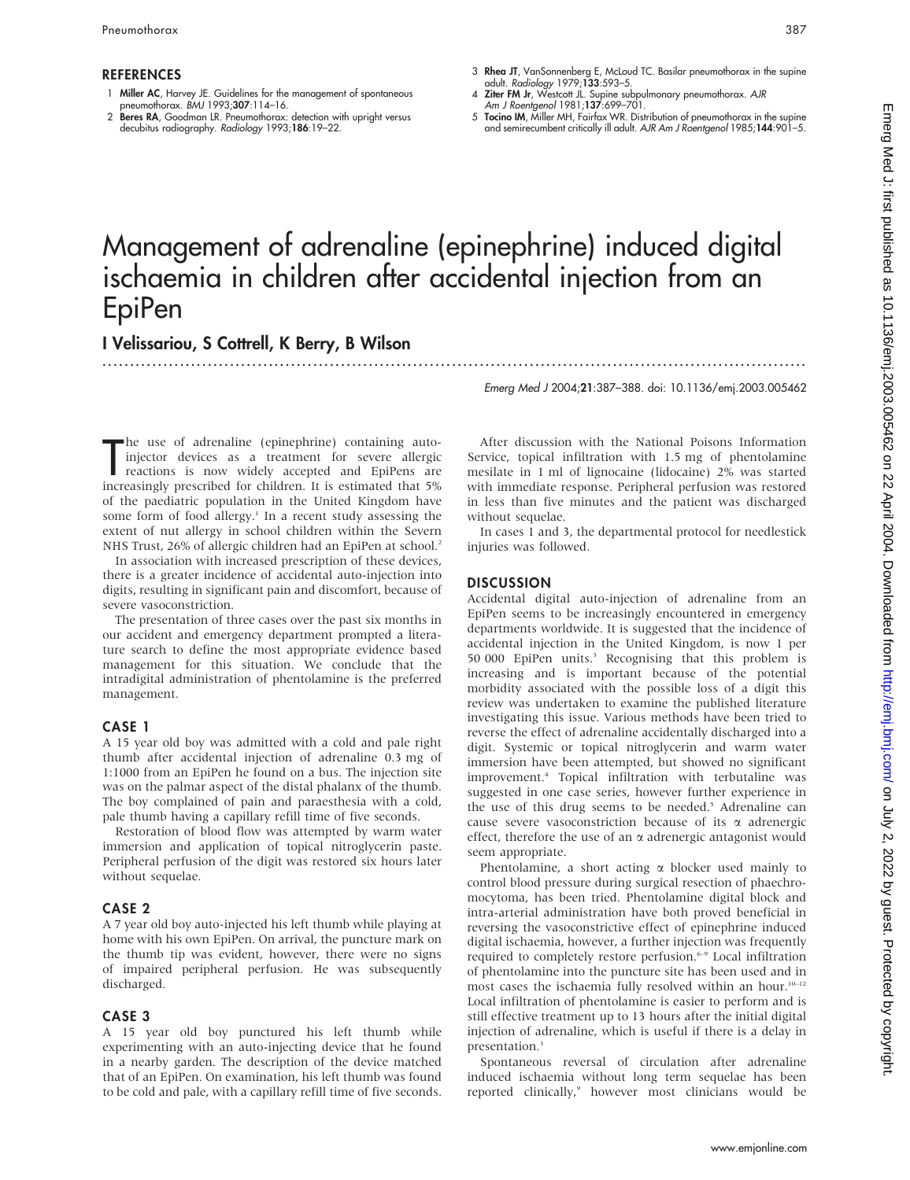## REFERENCES

1. **Miller AC**, Harvey JE. Guidelines for the management of spontaneous pneumothorax. *BMJ* 1993;**307**:114–16.
2. **Beres RA**, Goodman LR. Pneumothorax: detection with upright versus decubitus radiography. *Radiology* 1993;**186**:19–22.
3. **Rhea JT**, VanSonnenberg E, McLoud TC. Basilar pneumothorax in the supine adult. *Radiology* 1979;**133**:593–5.
4. **Ziter FM Jr**, Westcott JL. Supine subpulmonary pneumothorax. *AJR Am J Roentgenol* 1981;**137**:699–701.
5. **Tocino IM**, Miller MH, Fairfax WR. Distribution of pneumothorax in the supine and semirecumbent critically ill adult. *AJR Am J Roentgenol* 1985;**144**:901–5.

# Management of adrenaline (epinephrine) induced digital ischaemia in children after accidental injection from an EpiPen

**I Velissariou, S Cottrell, K Berry, B Wilson**

*Emerg Med J* 2004;**21**:387–388. doi: 10.1136/emj.2003.005462

The use of adrenaline (epinephrine) containing auto-injector devices as a treatment for severe allergic reactions is now widely accepted and EpiPens are increasingly prescribed for children. It is estimated that 5% of the paediatric population in the United Kingdom have some form of food allergy.[1] In a recent study assessing the extent of nut allergy in school children within the Severn NHS Trust, 26% of allergic children had an EpiPen at school.[2]

In association with increased prescription of these devices, there is a greater incidence of accidental auto-injection into digits, resulting in significant pain and discomfort, because of severe vasoconstriction.

The presentation of three cases over the past six months in our accident and emergency department prompted a literature search to define the most appropriate evidence based management for this situation. We conclude that the intradigital administration of phentolamine is the preferred management.

## CASE 1

A 15 year old boy was admitted with a cold and pale right thumb after accidental injection of adrenaline 0.3 mg of 1:1000 from an EpiPen he found on a bus. The injection site was on the palmar aspect of the distal phalanx of the thumb. The boy complained of pain and paraesthesia with a cold, pale thumb having a capillary refill time of five seconds.

Restoration of blood flow was attempted by warm water immersion and application of topical nitroglycerin paste. Peripheral perfusion of the digit was restored six hours later without sequelae.

## CASE 2

A 7 year old boy auto-injected his left thumb while playing at home with his own EpiPen. On arrival, the puncture mark on the thumb tip was evident, however, there were no signs of impaired peripheral perfusion. He was subsequently discharged.

## CASE 3

A 15 year old boy punctured his left thumb while experimenting with an auto-injecting device that he found in a nearby garden. The description of the device matched that of an EpiPen. On examination, his left thumb was found to be cold and pale, with a capillary refill time of five seconds.

After discussion with the National Poisons Information Service, topical infiltration with 1.5 mg of phentolamine mesilate in 1 ml of lignocaine (lidocaine) 2% was started with immediate response. Peripheral perfusion was restored in less than five minutes and the patient was discharged without sequelae.

In cases 1 and 3, the departmental protocol for needlestick injuries was followed.

## DISCUSSION

Accidental digital auto-injection of adrenaline from an EpiPen seems to be increasingly encountered in emergency departments worldwide. It is suggested that the incidence of accidental injection in the United Kingdom, is now 1 per 50 000 EpiPen units.[3] Recognising that this problem is increasing and is important because of the potential morbidity associated with the possible loss of a digit this review was undertaken to examine the published literature investigating this issue. Various methods have been tried to reverse the effect of adrenaline accidentally discharged into a digit. Systemic or topical nitroglycerin and warm water immersion have been attempted, but showed no significant improvement.[4] Topical infiltration with terbutaline was suggested in one case series, however further experience in the use of this drug seems to be needed.[5] Adrenaline can cause severe vasoconstriction because of its α adrenergic effect, therefore the use of an α adrenergic antagonist would seem appropriate.

Phentolamine, a short acting α blocker used mainly to control blood pressure during surgical resection of phaeochromocytoma, has been tried. Phentolamine digital block and intra-arterial administration have both proved beneficial in reversing the vasoconstrictive effect of epinephrine induced digital ischaemia, however, a further injection was frequently required to completely restore perfusion.[6–9] Local infiltration of phentolamine into the puncture site has been used and in most cases the ischaemia fully resolved within an hour.[10–12] Local infiltration of phentolamine is easier to perform and is still effective treatment up to 13 hours after the initial digital injection of adrenaline, which is useful if there is a delay in presentation.[3]

Spontaneous reversal of circulation after adrenaline induced ischaemia without long term sequelae has been reported clinically,[9] however most clinicians would be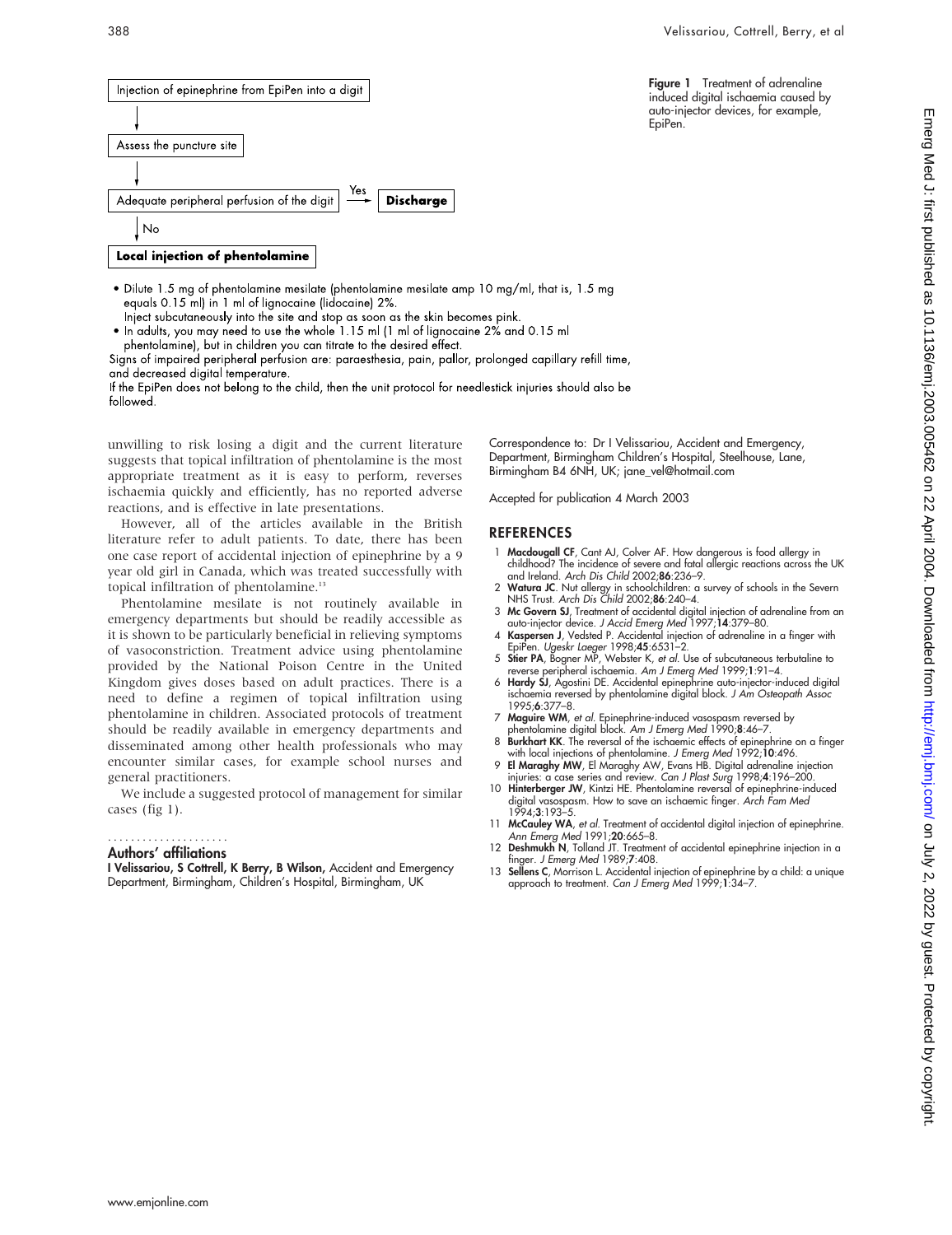Injection of epinephrine from EpiPen into a digit

↓

Assess the puncture site

↓

Adequate peripheral perfusion of the digit —Yes→ **Discharge**

↓ No

**Local injection of phentolamine**

- Dilute 1.5 mg of phentolamine mesilate (phentolamine mesilate amp 10 mg/ml, that is, 1.5 mg equals 0.15 ml) in 1 ml of lignocaine (lidocaine) 2%.
  Inject subcutaneously into the site and stop as soon as the skin becomes pink.
- In adults, you may need to use the whole 1.15 ml (1 ml of lignocaine 2% and 0.15 ml phentolamine), but in children you can titrate to the desired effect.

Signs of impaired peripheral perfusion are: paraesthesia, pain, pallor, prolonged capillary refill time, and decreased digital temperature.

If the EpiPen does not belong to the child, then the unit protocol for needlestick injuries should also be followed.

**Figure 1** Treatment of adrenaline induced digital ischaemia caused by auto-injector devices, for example, EpiPen.

unwilling to risk losing a digit and the current literature suggests that topical infiltration of phentolamine is the most appropriate treatment as it is easy to perform, reverses ischaemia quickly and efficiently, has no reported adverse reactions, and is effective in late presentations.

However, all of the articles available in the British literature refer to adult patients. To date, there has been one case report of accidental injection of epinephrine by a 9 year old girl in Canada, which was treated successfully with topical infiltration of phentolamine.[13]

Phentolamine mesilate is not routinely available in emergency departments but should be readily accessible as it is shown to be particularly beneficial in relieving symptoms of vasoconstriction. Treatment advice using phentolamine provided by the National Poison Centre in the United Kingdom gives doses based on adult practices. There is a need to define a regimen of topical infiltration using phentolamine in children. Associated protocols of treatment should be readily available in emergency departments and disseminated among other health professionals who may encounter similar cases, for example school nurses and general practitioners.

We include a suggested protocol of management for similar cases (fig 1).

## Authors' affiliations

**I Velissariou, S Cottrell, K Berry, B Wilson,** Accident and Emergency Department, Birmingham, Children's Hospital, Birmingham, UK

Correspondence to: Dr I Velissariou, Accident and Emergency, Department, Birmingham Children's Hospital, Steelhouse, Lane, Birmingham B4 6NH, UK; jane_vel@hotmail.com

Accepted for publication 4 March 2003

## REFERENCES

1. **Macdougall CF**, Cant AJ, Colver AF. How dangerous is food allergy in childhood? The incidence of severe and fatal allergic reactions across the UK and Ireland. *Arch Dis Child* 2002;**86**:236–9.
2. **Watura JC**. Nut allergy in schoolchildren: a survey of schools in the Severn NHS Trust. *Arch Dis Child* 2002;**86**:240–4.
3. **Mc Govern SJ**, Treatment of accidental digital injection of adrenaline from an auto-injector device. *J Accid Emerg Med* 1997;**14**:379–80.
4. **Kaspersen J**, Vedsted P. Accidental injection of adrenaline in a finger with EpiPen. *Ugeskr Laeger* 1998;**45**:6531–2.
5. **Stier PA**, Bogner MP, Webster K, *et al*. Use of subcutaneous terbutaline to reverse peripheral ischaemia. *Am J Emerg Med* 1999;**1**:91–4.
6. **Hardy SJ**, Agostini DE. Accidental epinephrine auto-injector-induced digital ischaemia reversed by phentolamine digital block. *J Am Osteopath Assoc* 1995;**6**:377–8.
7. **Maguire WM**, *et al*. Epinephrine-induced vasospasm reversed by phentolamine digital block. *Am J Emerg Med* 1990;**8**:46–7.
8. **Burkhart KK**. The reversal of the ischaemic effects of epinephrine on a finger with local injections of phentolamine. *J Emerg Med* 1992;**10**:496.
9. **El Maraghy MW**, El Maraghy AW, Evans HB. Digital adrenaline injection injuries: a case series and review. *Can J Plast Surg* 1998;**4**:196–200.
10. **Hinterberger JW**, Kintzi HE. Phentolamine reversal of epinephrine-induced digital vasospasm. How to save an ischaemic finger. *Arch Fam Med* 1994;**3**:193–5.
11. **McCauley WA**, *et al*. Treatment of accidental digital injection of epinephrine. *Ann Emerg Med* 1991;**20**:665–8.
12. **Deshmukh N**, Tolland JT. Treatment of accidental epinephrine injection in a finger. *J Emerg Med* 1989;**7**:408.
13. **Sellens C**, Morrison L. Accidental injection of epinephrine by a child: a unique approach to treatment. *Can J Emerg Med* 1999;**1**:34–7.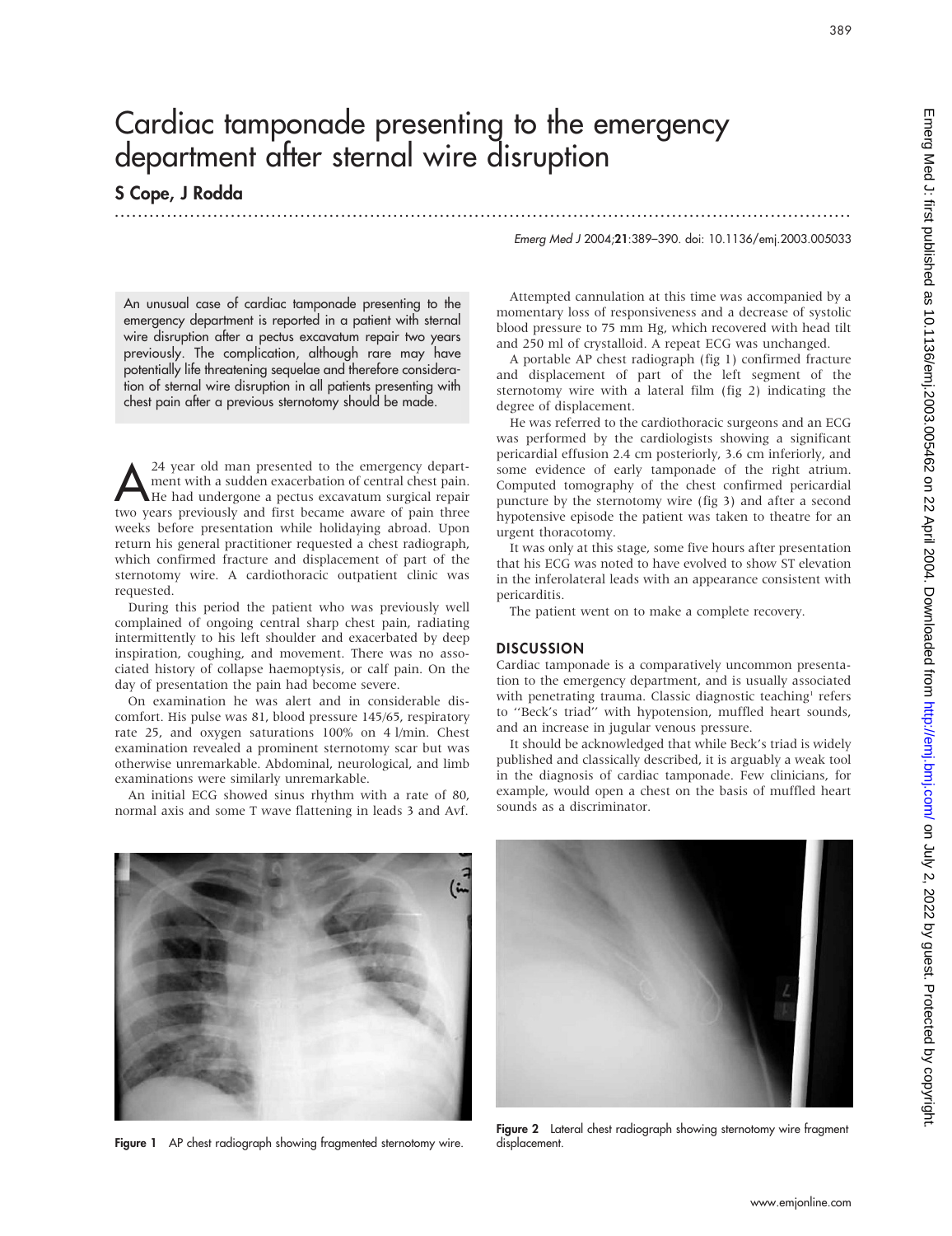# Cardiac tamponade presenting to the emergency department after sternal wire disruption

**S Cope, J Rodda**

*Emerg Med J* 2004;**21**:389–390. doi: 10.1136/emj.2003.005033

An unusual case of cardiac tamponade presenting to the emergency department is reported in a patient with sternal wire disruption after a pectus excavatum repair two years previously. The complication, although rare may have potentially life threatening sequelae and therefore consideration of sternal wire disruption in all patients presenting with chest pain after a previous sternotomy should be made.

A 24 year old man presented to the emergency department with a sudden exacerbation of central chest pain. He had undergone a pectus excavatum surgical repair two years previously and first became aware of pain three weeks before presentation while holidaying abroad. Upon return his general practitioner requested a chest radiograph, which confirmed fracture and displacement of part of the sternotomy wire. A cardiothoracic outpatient clinic was requested.

During this period the patient who was previously well complained of ongoing central sharp chest pain, radiating intermittently to his left shoulder and exacerbated by deep inspiration, coughing, and movement. There was no associated history of collapse haemoptysis, or calf pain. On the day of presentation the pain had become severe.

On examination he was alert and in considerable discomfort. His pulse was 81, blood pressure 145/65, respiratory rate 25, and oxygen saturations 100% on 4 l/min. Chest examination revealed a prominent sternotomy scar but was otherwise unremarkable. Abdominal, neurological, and limb examinations were similarly unremarkable.

An initial ECG showed sinus rhythm with a rate of 80, normal axis and some T wave flattening in leads 3 and Avf.

Attempted cannulation at this time was accompanied by a momentary loss of responsiveness and a decrease of systolic blood pressure to 75 mm Hg, which recovered with head tilt and 250 ml of crystalloid. A repeat ECG was unchanged.

A portable AP chest radiograph (fig 1) confirmed fracture and displacement of part of the left segment of the sternotomy wire with a lateral film (fig 2) indicating the degree of displacement.

He was referred to the cardiothoracic surgeons and an ECG was performed by the cardiologists showing a significant pericardial effusion 2.4 cm posteriorly, 3.6 cm inferiorly, and some evidence of early tamponade of the right atrium. Computed tomography of the chest confirmed pericardial puncture by the sternotomy wire (fig 3) and after a second hypotensive episode the patient was taken to theatre for an urgent thoracotomy.

It was only at this stage, some five hours after presentation that his ECG was noted to have evolved to show ST elevation in the inferolateral leads with an appearance consistent with pericarditis.

The patient went on to make a complete recovery.

## DISCUSSION

Cardiac tamponade is a comparatively uncommon presentation to the emergency department, and is usually associated with penetrating trauma. Classic diagnostic teaching[1] refers to ''Beck's triad'' with hypotension, muffled heart sounds, and an increase in jugular venous pressure.

It should be acknowledged that while Beck's triad is widely published and classically described, it is arguably a weak tool in the diagnosis of cardiac tamponade. Few clinicians, for example, would open a chest on the basis of muffled heart sounds as a discriminator.

**Figure 1** AP chest radiograph showing fragmented sternotomy wire.

**Figure 2** Lateral chest radiograph showing sternotomy wire fragment displacement.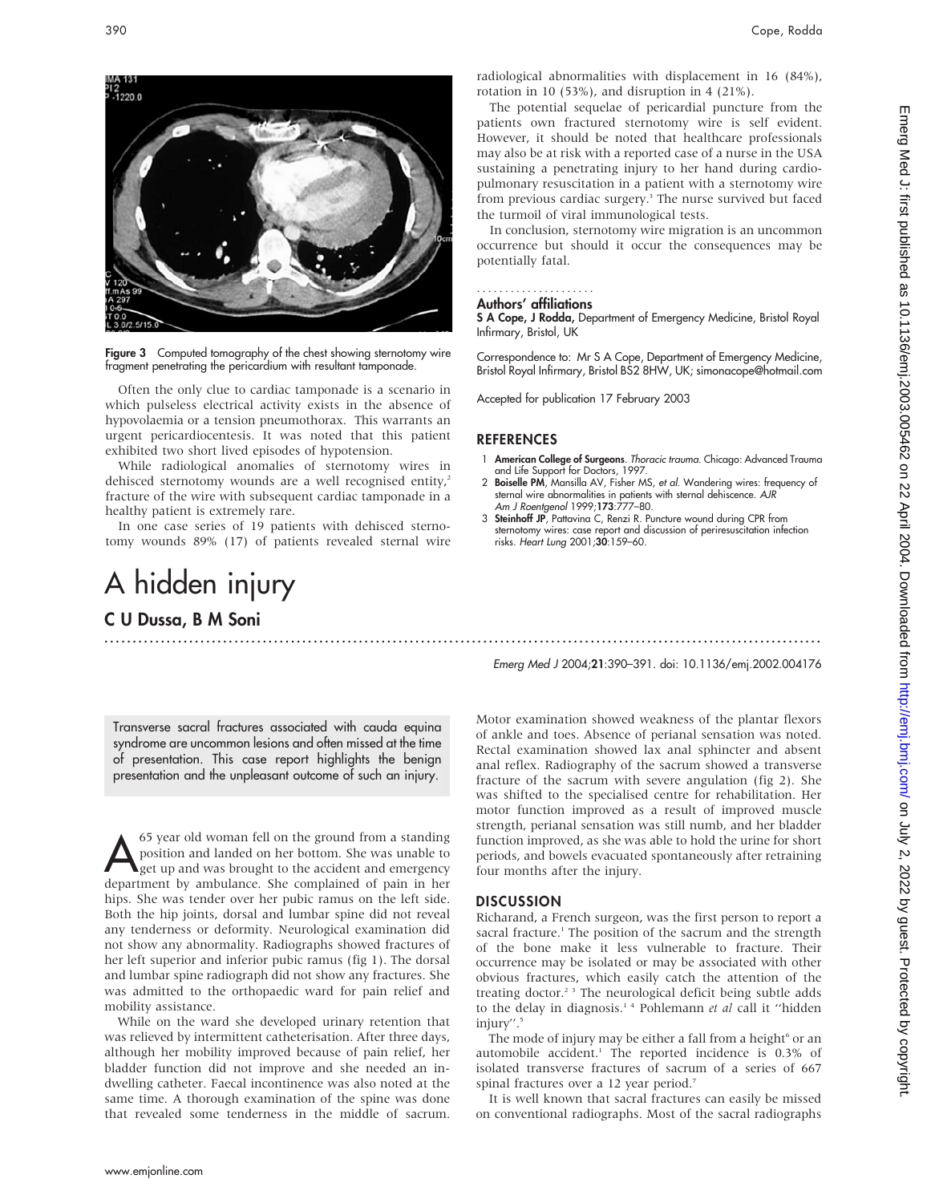Figure 3 Computed tomography of the chest showing sternotomy wire fragment penetrating the pericardium with resultant tamponade.

Often the only clue to cardiac tamponade is a scenario in which pulseless electrical activity exists in the absence of hypovolaemia or a tension pneumothorax. This warrants an urgent pericardiocentesis. It was noted that this patient exhibited two short lived episodes of hypotension.

While radiological anomalies of sternotomy wires in dehisced sternotomy wounds are a well recognised entity,[2] fracture of the wire with subsequent cardiac tamponade in a healthy patient is extremely rare.

In one case series of 19 patients with dehisced sternotomy wounds 89% (17) of patients revealed sternal wire radiological abnormalities with displacement in 16 (84%), rotation in 10 (53%), and disruption in 4 (21%).

The potential sequelae of pericardial puncture from the patients own fractured sternotomy wire is self evident. However, it should be noted that healthcare professionals may also be at risk with a reported case of a nurse in the USA sustaining a penetrating injury to her hand during cardiopulmonary resuscitation in a patient with a sternotomy wire from previous cardiac surgery.[3] The nurse survived but faced the turmoil of viral immunological tests.

In conclusion, sternotomy wire migration is an uncommon occurrence but should it occur the consequences may be potentially fatal.

## Authors' affiliations

**S A Cope, J Rodda,** Department of Emergency Medicine, Bristol Royal Infirmary, Bristol, UK

Correspondence to: Mr S A Cope, Department of Emergency Medicine, Bristol Royal Infirmary, Bristol BS2 8HW, UK; simonacope@hotmail.com

Accepted for publication 17 February 2003

## REFERENCES

1. **American College of Surgeons**. *Thoracic trauma*. Chicago: Advanced Trauma and Life Support for Doctors, 1997.
2. **Boiselle PM**, Mansilla AV, Fisher MS, *et al*. Wandering wires: frequency of sternal wire abnormalities in patients with sternal dehiscence. *AJR Am J Roentgenol* 1999;**173**:777–80.
3. **Steinhoff JP**, Pattavina C, Renzi R. Puncture wound during CPR from sternotomy wires: case report and discussion of periresuscitation infection risks. *Heart Lung* 2001;**30**:159–60.

# A hidden injury

## C U Dussa, B M Soni

*Emerg Med J* 2004;**21**:390–391. doi: 10.1136/emj.2002.004176

Transverse sacral fractures associated with cauda equina syndrome are uncommon lesions and often missed at the time of presentation. This case report highlights the benign presentation and the unpleasant outcome of such an injury.

A 65 year old woman fell on the ground from a standing position and landed on her bottom. She was unable to get up and was brought to the accident and emergency department by ambulance. She complained of pain in her hips. She was tender over her pubic ramus on the left side. Both the hip joints, dorsal and lumbar spine did not reveal any tenderness or deformity. Neurological examination did not show any abnormality. Radiographs showed fractures of her left superior and inferior pubic ramus (fig 1). The dorsal and lumbar spine radiograph did not show any fractures. She was admitted to the orthopaedic ward for pain relief and mobility assistance.

While on the ward she developed urinary retention that was relieved by intermittent catheterisation. After three days, although her mobility improved because of pain relief, her bladder function did not improve and she needed an in-dwelling catheter. Faecal incontinence was also noted at the same time. A thorough examination of the spine was done that revealed some tenderness in the middle of sacrum. Motor examination showed weakness of the plantar flexors of ankle and toes. Absence of perianal sensation was noted. Rectal examination showed lax anal sphincter and absent anal reflex. Radiography of the sacrum showed a transverse fracture of the sacrum with severe angulation (fig 2). She was shifted to the specialised centre for rehabilitation. Her motor function improved as a result of improved muscle strength, perianal sensation was still numb, and her bladder function improved, as she was able to hold the urine for short periods, and bowels evacuated spontaneously after retraining four months after the injury.

## DISCUSSION

Richarand, a French surgeon, was the first person to report a sacral fracture.[1] The position of the sacrum and the strength of the bone make it less vulnerable to fracture. Their occurrence may be isolated or may be associated with other obvious fractures, which easily catch the attention of the treating doctor.[2,3] The neurological deficit being subtle adds to the delay in diagnosis.[1,4] Pohlemann *et al* call it "hidden injury".[5]

The mode of injury may be either a fall from a height[6] or an automobile accident.[1] The reported incidence is 0.3% of isolated transverse fractures of sacrum of a series of 667 spinal fractures over a 12 year period.[7]

It is well known that sacral fractures can easily be missed on conventional radiographs. Most of the sacral radiographs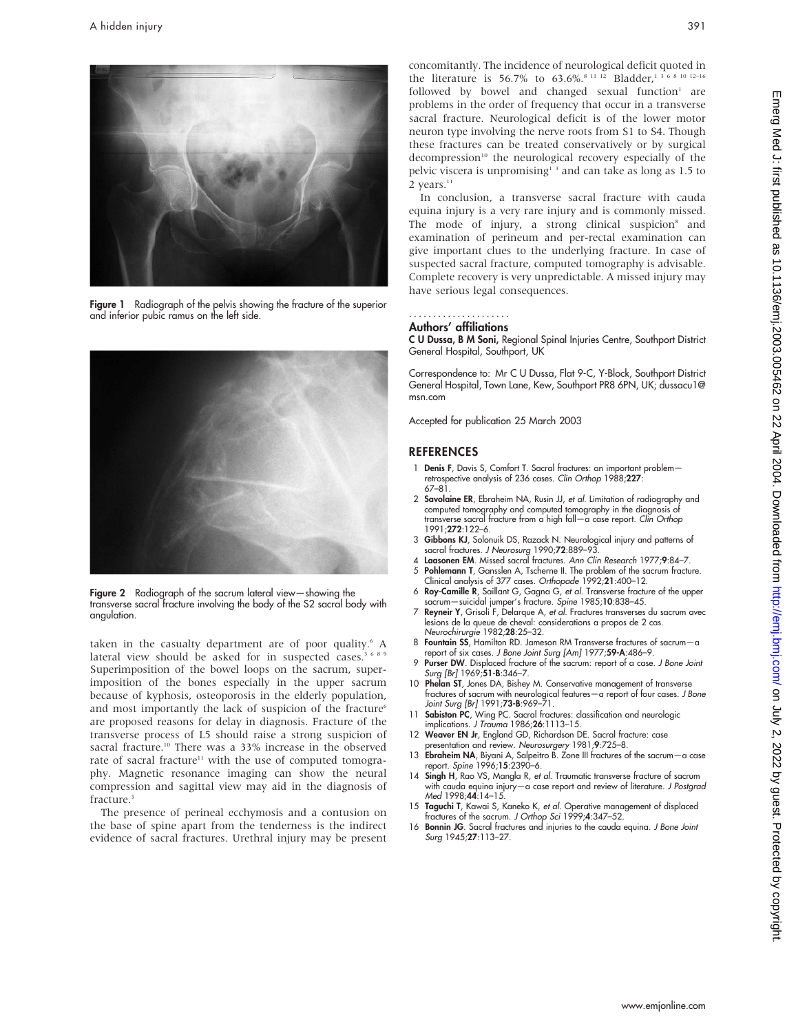Figure 1 Radiograph of the pelvis showing the fracture of the superior and inferior pubic ramus on the left side.

Figure 2 Radiograph of the sacrum lateral view—showing the transverse sacral fracture involving the body of the S2 sacral body with angulation.

taken in the casualty department are of poor quality.[6] A lateral view should be asked for in suspected cases.[3 6 8 9] Superimposition of the bowel loops on the sacrum, superimposition of the bones especially in the upper sacrum because of kyphosis, osteoporosis in the elderly population, and most importantly the lack of suspicion of the fracture[6] are proposed reasons for delay in diagnosis. Fracture of the transverse process of L5 should raise a strong suspicion of sacral fracture.[10] There was a 33% increase in the observed rate of sacral fracture[11] with the use of computed tomography. Magnetic resonance imaging can show the neural compression and sagittal view may aid in the diagnosis of fracture.[3]

The presence of perineal ecchymosis and a contusion on the base of spine apart from the tenderness is the indirect evidence of sacral fractures. Urethral injury may be present concomitantly. The incidence of neurological deficit quoted in the literature is 56.7% to 63.6%.[8 11 12] Bladder,[1 3 6 8 10 12–16] followed by bowel and changed sexual function[1] are problems in the order of frequency that occur in a transverse sacral fracture. Neurological deficit is of the lower motor neuron type involving the nerve roots from S1 to S4. Though these fractures can be treated conservatively or by surgical decompression[10] the neurological recovery especially of the pelvic viscera is unpromising[1 3] and can take as long as 1.5 to 2 years.[11]

In conclusion, a transverse sacral fracture with cauda equina injury is a very rare injury and is commonly missed. The mode of injury, a strong clinical suspicion[8] and examination of perineum and per-rectal examination can give important clues to the underlying fracture. In case of suspected sacral fracture, computed tomography is advisable. Complete recovery is very unpredictable. A missed injury may have serious legal consequences.

## Authors' affiliations

**C U Dussa, B M Soni,** Regional Spinal Injuries Centre, Southport District General Hospital, Southport, UK

Correspondence to: Mr C U Dussa, Flat 9-C, Y-Block, Southport District General Hospital, Town Lane, Kew, Southport PR8 6PN, UK; dussacu1@msn.com

Accepted for publication 25 March 2003

## REFERENCES

1. **Denis F**, Davis S, Comfort T. Sacral fractures: an important problem—retrospective analysis of 236 cases. *Clin Orthop* 1988;**227**:67–81.
2. **Savolaine ER**, Ebraheim NA, Rusin JJ, *et al*. Limitation of radiography and computed tomography and computed tomography in the diagnosis of transverse sacral fracture from a high fall—a case report. *Clin Orthop* 1991;**272**:122–6.
3. **Gibbons KJ**, Solonuik DS, Razack N. Neurological injury and patterns of sacral fractures. *J Neurosurg* 1990;**72**:889–93.
4. **Laasonen EM**. Missed sacral fractures. *Ann Clin Research* 1977;**9**:84–7.
5. **Pohlemann T**, Gansslen A, Tscherne II. The problem of the sacrum fracture. Clinical analysis of 377 cases. *Orthopade* 1992;**21**:400–12.
6. **Roy-Camille R**, Saillant G, Gagna G, *et al*. Transverse fracture of the upper sacrum—suicidal jumper's fracture. *Spine* 1985;**10**:838–45.
7. **Reyneir Y**, Grisoli F, Delarque A, *et al*. Fractures transverses du sacrum avec lesions de la queue de cheval: considerations a propos de 2 cas. *Neurochirurgie* 1982;**28**:25–32.
8. **Fountain SS**, Hamilton RD. Jameson RM Transverse fractures of sacrum—a report of six cases. *J Bone Joint Surg [Am]* 1977;**59-A**:486–9.
9. **Purser DW**. Displaced fracture of the sacrum: report of a case. *J Bone Joint Surg [Br]* 1969;**51-B**:346–7.
10. **Phelan ST**, Jones DA, Bishey M. Conservative management of transverse fractures of sacrum with neurological features—a report of four cases. *J Bone Joint Surg [Br]* 1991;**73-B**:969–71.
11. **Sabiston PC**, Wing PC. Sacral fractures: classification and neurologic implications. *J Trauma* 1986;**26**:1113–15.
12. **Weaver EN Jr**, England GD, Richardson DE. Sacral fracture: case presentation and review. *Neurosurgery* 1981;**9**:725–8.
13. **Ebraheim NA**, Biyani A, Salpeitro B. Zone III fractures of the sacrum—a case report. *Spine* 1996;**15**:2390–6.
14. **Singh H**, Rao VS, Mangla R, *et al*. Traumatic transverse fracture of sacrum with cauda equina injury—a case report and review of literature. *J Postgrad Med* 1998;**44**:14–15.
15. **Taguchi T**, Kawai S, Kaneko K, *et al*. Operative management of displaced fractures of the sacrum. *J Orthop Sci* 1999;**4**:347–52.
16. **Bonnin JG**. Sacral fractures and injuries to the cauda equina. *J Bone Joint Surg* 1945;**27**:113–27.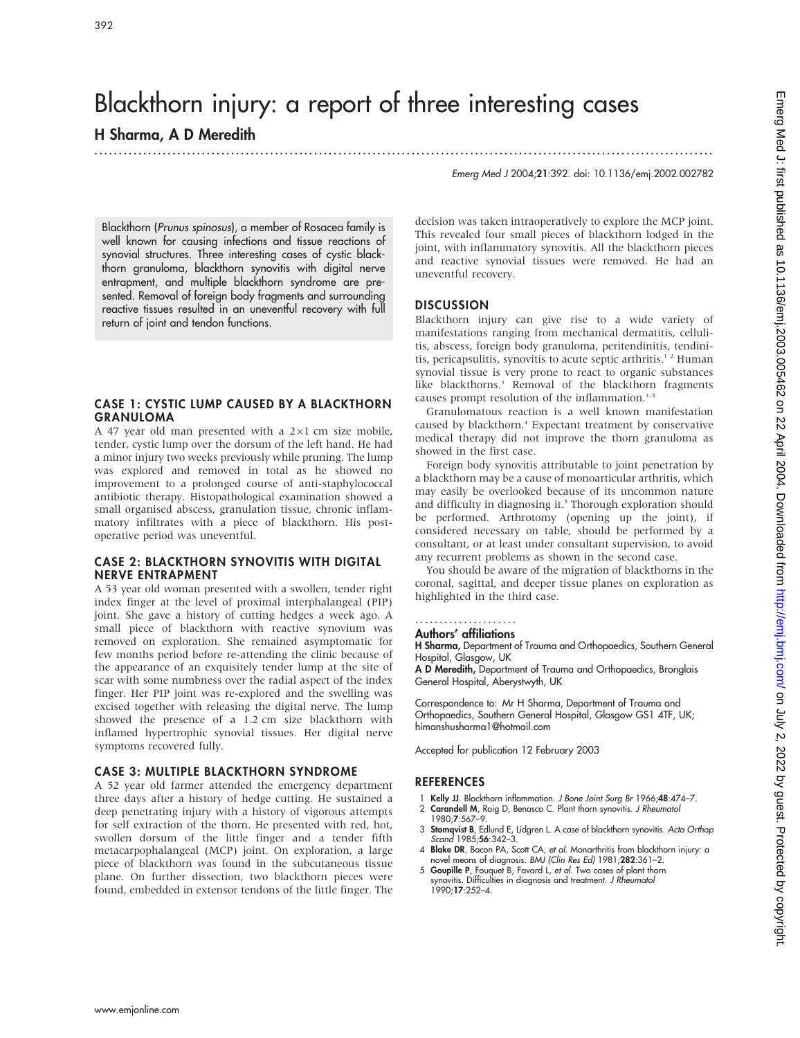# Blackthorn injury: a report of three interesting cases

## H Sharma, A D Meredith

*Emerg Med J* 2004;**21**:392. doi: 10.1136/emj.2002.002782

Blackthorn (*Prunus spinosus*), a member of Rosacea family is well known for causing infections and tissue reactions of synovial structures. Three interesting cases of cystic blackthorn granuloma, blackthorn synovitis with digital nerve entrapment, and multiple blackthorn syndrome are presented. Removal of foreign body fragments and surrounding reactive tissues resulted in an uneventful recovery with full return of joint and tendon functions.

## CASE 1: CYSTIC LUMP CAUSED BY A BLACKTHORN GRANULOMA

A 47 year old man presented with a 2×1 cm size mobile, tender, cystic lump over the dorsum of the left hand. He had a minor injury two weeks previously while pruning. The lump was explored and removed in total as he showed no improvement to a prolonged course of anti-staphylococcal antibiotic therapy. Histopathological examination showed a small organised abscess, granulation tissue, chronic inflammatory infiltrates with a piece of blackthorn. His post-operative period was uneventful.

## CASE 2: BLACKTHORN SYNOVITIS WITH DIGITAL NERVE ENTRAPMENT

A 53 year old woman presented with a swollen, tender right index finger at the level of proximal interphalangeal (PIP) joint. She gave a history of cutting hedges a week ago. A small piece of blackthorn with reactive synovium was removed on exploration. She remained asymptomatic for few months period before re-attending the clinic because of the appearance of an exquisitely tender lump at the site of scar with some numbness over the radial aspect of the index finger. Her PIP joint was re-explored and the swelling was excised together with releasing the digital nerve. The lump showed the presence of a 1.2 cm size blackthorn with inflamed hypertrophic synovial tissues. Her digital nerve symptoms recovered fully.

## CASE 3: MULTIPLE BLACKTHORN SYNDROME

A 52 year old farmer attended the emergency department three days after a history of hedge cutting. He sustained a deep penetrating injury with a history of vigorous attempts for self extraction of the thorn. He presented with red, hot, swollen dorsum of the little finger and a tender fifth metacarpophalangeal (MCP) joint. On exploration, a large piece of blackthorn was found in the subcutaneous tissue plane. On further dissection, two blackthorn pieces were found, embedded in extensor tendons of the little finger. The decision was taken intraoperatively to explore the MCP joint. This revealed four small pieces of blackthorn lodged in the joint, with inflammatory synovitis. All the blackthorn pieces and reactive synovial tissues were removed. He had an uneventful recovery.

## DISCUSSION

Blackthorn injury can give rise to a wide variety of manifestations ranging from mechanical dermatitis, cellulitis, abscess, foreign body granuloma, peritendinitis, tendinitis, pericapsulitis, synovitis to acute septic arthritis.[1 2] Human synovial tissue is very prone to react to organic substances like blackthorns.[3] Removal of the blackthorn fragments causes prompt resolution of the inflammation.[1–5]

Granulomatous reaction is a well known manifestation caused by blackthorn.[4] Expectant treatment by conservative medical therapy did not improve the thorn granuloma as showed in the first case.

Foreign body synovitis attributable to joint penetration by a blackthorn may be a cause of monoarticular arthritis, which may easily be overlooked because of its uncommon nature and difficulty in diagnosing it.[5] Thorough exploration should be performed. Arthrotomy (opening up the joint), if considered necessary on table, should be performed by a consultant, or at least under consultant supervision, to avoid any recurrent problems as shown in the second case.

You should be aware of the migration of blackthorns in the coronal, sagittal, and deeper tissue planes on exploration as highlighted in the third case.

### Authors' affiliations

**H Sharma,** Department of Trauma and Orthopaedics, Southern General Hospital, Glasgow, UK

**A D Meredith,** Department of Trauma and Orthopaedics, Bronglais General Hospital, Aberystwyth, UK

Correspondence to: Mr H Sharma, Department of Trauma and Orthopaedics, Southern General Hospital, Glasgow G51 4TF, UK; himanshusharma1@hotmail.com

Accepted for publication 12 February 2003

## REFERENCES

1. **Kelly JJ**. Blackthorn inflammation. *J Bone Joint Surg Br* 1966;**48**:474–7.
2. **Carandell M**, Roig D, Benasco C. Plant thorn synovitis. *J Rheumatol* 1980;**7**:567–9.
3. **Stomqvist B**, Edlund E, Lidgren L. A case of blackthorn synovitis. *Acta Orthop Scand* 1985;**56**:342–3.
4. **Blake DR**, Bacon PA, Scott CA, *et al*. Monarthritis from blackthorn injury: a novel means of diagnosis. *BMJ (Clin Res Ed)* 1981;**282**:361–2.
5. **Goupille P**, Fouquet B, Favard L, *et al*. Two cases of plant thorn synovitis. Difficulties in diagnosis and treatment. *J Rheumatol* 1990;**17**:252–4.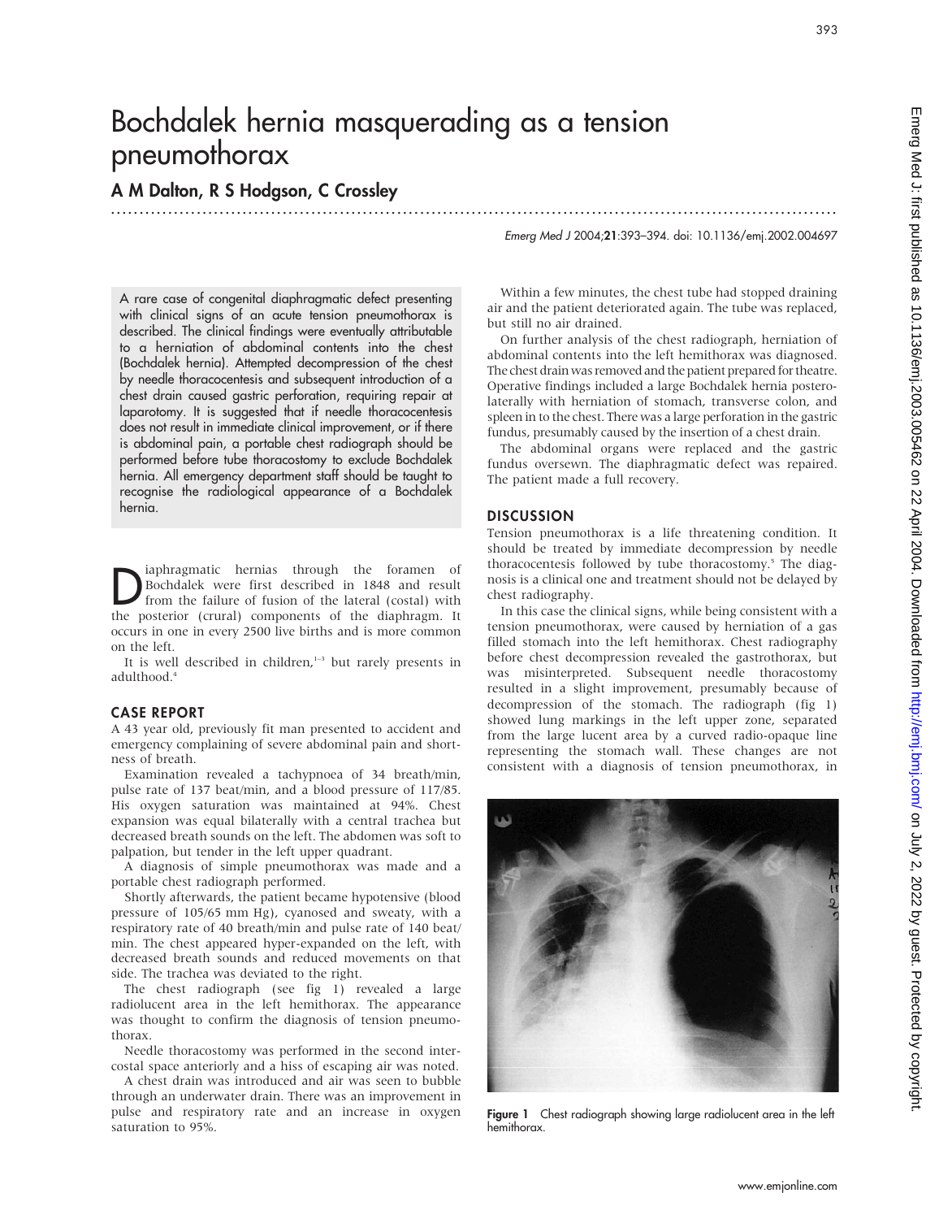# Bochdalek hernia masquerading as a tension pneumothorax

**A M Dalton, R S Hodgson, C Crossley**

Emerg Med J 2004;21:393–394. doi: 10.1136/emj.2002.004697

A rare case of congenital diaphragmatic defect presenting with clinical signs of an acute tension pneumothorax is described. The clinical findings were eventually attributable to a herniation of abdominal contents into the chest (Bochdalek hernia). Attempted decompression of the chest by needle thoracocentesis and subsequent introduction of a chest drain caused gastric perforation, requiring repair at laparotomy. It is suggested that if needle thoracocentesis does not result in immediate clinical improvement, or if there is abdominal pain, a portable chest radiograph should be performed before tube thoracostomy to exclude Bochdalek hernia. All emergency department staff should be taught to recognise the radiological appearance of a Bochdalek hernia.

Diaphragmatic hernias through the foramen of Bochdalek were first described in 1848 and result from the failure of fusion of the lateral (costal) with the posterior (crural) components of the diaphragm. It occurs in one in every 2500 live births and is more common on the left.

It is well described in children,[1–3] but rarely presents in adulthood.[4]

## CASE REPORT

A 43 year old, previously fit man presented to accident and emergency complaining of severe abdominal pain and shortness of breath.

Examination revealed a tachypnoea of 34 breath/min, pulse rate of 137 beat/min, and a blood pressure of 117/85. His oxygen saturation was maintained at 94%. Chest expansion was equal bilaterally with a central trachea but decreased breath sounds on the left. The abdomen was soft to palpation, but tender in the left upper quadrant.

A diagnosis of simple pneumothorax was made and a portable chest radiograph performed.

Shortly afterwards, the patient became hypotensive (blood pressure of 105/65 mm Hg), cyanosed and sweaty, with a respiratory rate of 40 breath/min and pulse rate of 140 beat/min. The chest appeared hyper-expanded on the left, with decreased breath sounds and reduced movements on that side. The trachea was deviated to the right.

The chest radiograph (see fig 1) revealed a large radiolucent area in the left hemithorax. The appearance was thought to confirm the diagnosis of tension pneumothorax.

Needle thoracostomy was performed in the second intercostal space anteriorly and a hiss of escaping air was noted.

A chest drain was introduced and air was seen to bubble through an underwater drain. There was an improvement in pulse and respiratory rate and an increase in oxygen saturation to 95%.

Within a few minutes, the chest tube had stopped draining air and the patient deteriorated again. The tube was replaced, but still no air drained.

On further analysis of the chest radiograph, herniation of abdominal contents into the left hemithorax was diagnosed. The chest drain was removed and the patient prepared for theatre. Operative findings included a large Bochdalek hernia posterolaterally with herniation of stomach, transverse colon, and spleen in to the chest. There was a large perforation in the gastric fundus, presumably caused by the insertion of a chest drain.

The abdominal organs were replaced and the gastric fundus oversewn. The diaphragmatic defect was repaired. The patient made a full recovery.

## DISCUSSION

Tension pneumothorax is a life threatening condition. It should be treated by immediate decompression by needle thoracocentesis followed by tube thoracostomy.[5] The diagnosis is a clinical one and treatment should not be delayed by chest radiography.

In this case the clinical signs, while being consistent with a tension pneumothorax, were caused by herniation of a gas filled stomach into the left hemithorax. Chest radiography before chest decompression revealed the gastrothorax, but was misinterpreted. Subsequent needle thoracostomy resulted in a slight improvement, presumably because of decompression of the stomach. The radiograph (fig 1) showed lung markings in the left upper zone, separated from the large lucent area by a curved radio-opaque line representing the stomach wall. These changes are not consistent with a diagnosis of tension pneumothorax, in

**Figure 1** Chest radiograph showing large radiolucent area in the left hemithorax.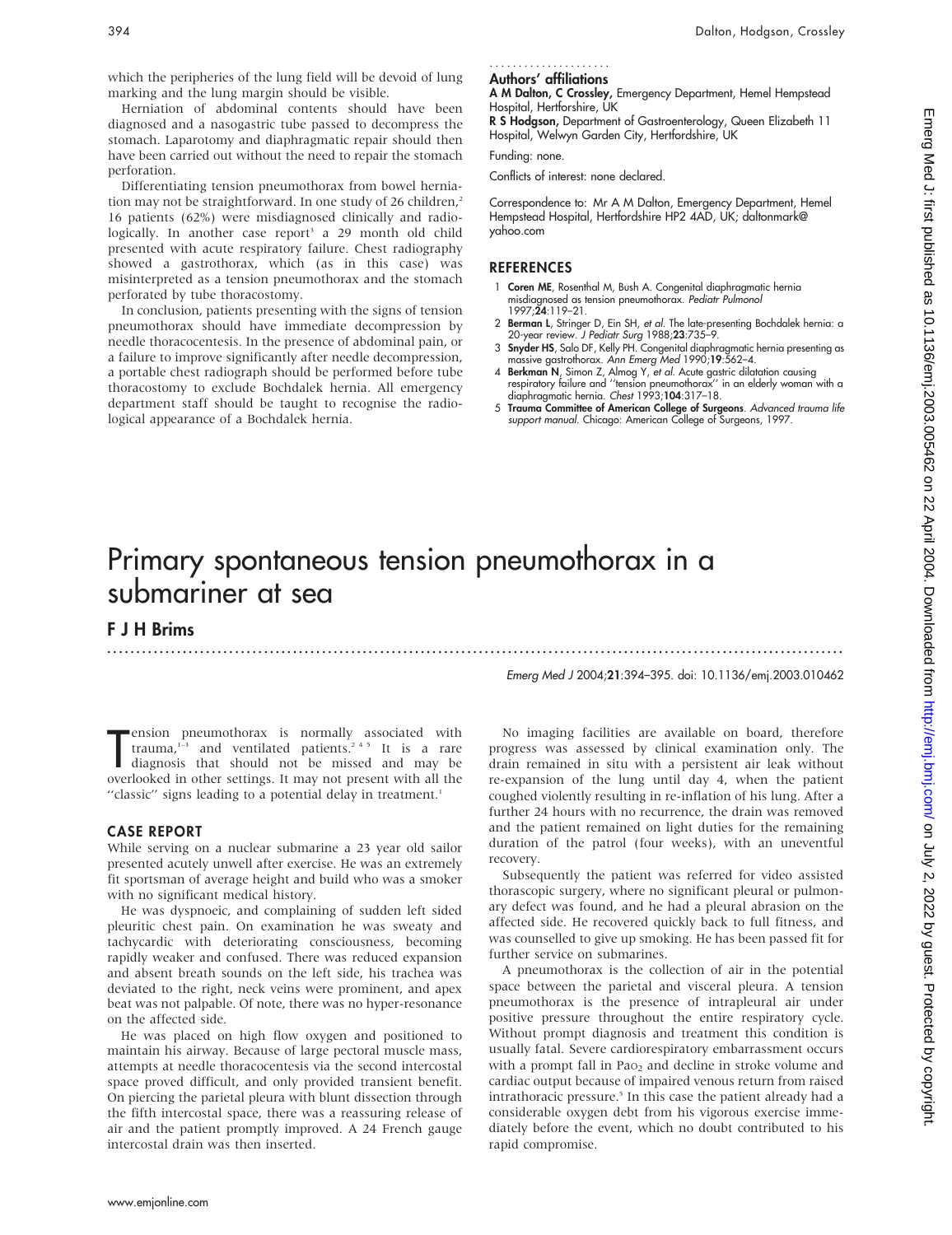which the peripheries of the lung field will be devoid of lung marking and the lung margin should be visible.

Herniation of abdominal contents should have been diagnosed and a nasogastric tube passed to decompress the stomach. Laparotomy and diaphragmatic repair should then have been carried out without the need to repair the stomach perforation.

Differentiating tension pneumothorax from bowel herniation may not be straightforward. In one study of 26 children,[2] 16 patients (62%) were misdiagnosed clinically and radiologically. In another case report[3] a 29 month old child presented with acute respiratory failure. Chest radiography showed a gastrothorax, which (as in this case) was misinterpreted as a tension pneumothorax and the stomach perforated by tube thoracostomy.

In conclusion, patients presenting with the signs of tension pneumothorax should have immediate decompression by needle thoracocentesis. In the presence of abdominal pain, or a failure to improve significantly after needle decompression, a portable chest radiograph should be performed before tube thoracostomy to exclude Bochdalek hernia. All emergency department staff should be taught to recognise the radiological appearance of a Bochdalek hernia.

### Authors' affiliations

**A M Dalton, C Crossley,** Emergency Department, Hemel Hempstead Hospital, Hertfordshire, UK

**R S Hodgson,** Department of Gastroenterology, Queen Elizabeth 11 Hospital, Welwyn Garden City, Hertfordshire, UK

Funding: none.

Conflicts of interest: none declared.

Correspondence to: Mr A M Dalton, Emergency Department, Hemel Hempstead Hospital, Hertfordshire HP2 4AD, UK; daltonmark@yahoo.com

## REFERENCES

1. **Coren ME**, Rosenthal M, Bush A. Congenital diaphragmatic hernia misdiagnosed as tension pneumothorax. *Pediatr Pulmonol* 1997;**24**:119–21.
2. **Berman L**, Stringer D, Ein SH, *et al*. The late-presenting Bochdalek hernia: a 20-year review. *J Pediatr Surg* 1988;**23**:735–9.
3. **Snyder HS**, Salo DF, Kelly PH. Congenital diaphragmatic hernia presenting as massive gastrothorax. *Ann Emerg Med* 1990;**19**:562–4.
4. **Berkman N**, Simon Z, Almog Y, *et al*. Acute gastric dilatation causing respiratory failure and "tension pneumothorax" in an elderly woman with a diaphragmatic hernia. *Chest* 1993;**104**:317–18.
5. **Trauma Committee of American College of Surgeons**. *Advanced trauma life support manual*. Chicago: American College of Surgeons, 1997.

# Primary spontaneous tension pneumothorax in a submariner at sea

**F J H Brims**

*Emerg Med J* 2004;**21**:394–395. doi: 10.1136/emj.2003.010462

Tension pneumothorax is normally associated with trauma,[1–3] and ventilated patients.[2 4 5] It is a rare diagnosis that should not be missed and may be overlooked in other settings. It may not present with all the "classic" signs leading to a potential delay in treatment.[1]

## CASE REPORT

While serving on a nuclear submarine a 23 year old sailor presented acutely unwell after exercise. He was an extremely fit sportsman of average height and build who was a smoker with no significant medical history.

He was dyspnoeic, and complaining of sudden left sided pleuritic chest pain. On examination he was sweaty and tachycardic with deteriorating consciousness, becoming rapidly weaker and confused. There was reduced expansion and absent breath sounds on the left side, his trachea was deviated to the right, neck veins were prominent, and apex beat was not palpable. Of note, there was no hyper-resonance on the affected side.

He was placed on high flow oxygen and positioned to maintain his airway. Because of large pectoral muscle mass, attempts at needle thoracocentesis via the second intercostal space proved difficult, and only provided transient benefit. On piercing the parietal pleura with blunt dissection through the fifth intercostal space, there was a reassuring release of air and the patient promptly improved. A 24 French gauge intercostal drain was then inserted.

No imaging facilities are available on board, therefore progress was assessed by clinical examination only. The drain remained in situ with a persistent air leak without re-expansion of the lung until day 4, when the patient coughed violently resulting in re-inflation of his lung. After a further 24 hours with no recurrence, the drain was removed and the patient remained on light duties for the remaining duration of the patrol (four weeks), with an uneventful recovery.

Subsequently the patient was referred for video assisted thorascopic surgery, where no significant pleural or pulmonary defect was found, and he had a pleural abrasion on the affected side. He recovered quickly back to full fitness, and was counselled to give up smoking. He has been passed fit for further service on submarines.

A pneumothorax is the collection of air in the potential space between the parietal and visceral pleura. A tension pneumothorax is the presence of intrapleural air under positive pressure throughout the entire respiratory cycle. Without prompt diagnosis and treatment this condition is usually fatal. Severe cardiorespiratory embarrassment occurs with a prompt fall in $Pa_{O_2}$ and decline in stroke volume and cardiac output because of impaired venous return from raised intrathoracic pressure.[5] In this case the patient already had a considerable oxygen debt from his vigorous exercise immediately before the event, which no doubt contributed to his rapid compromise.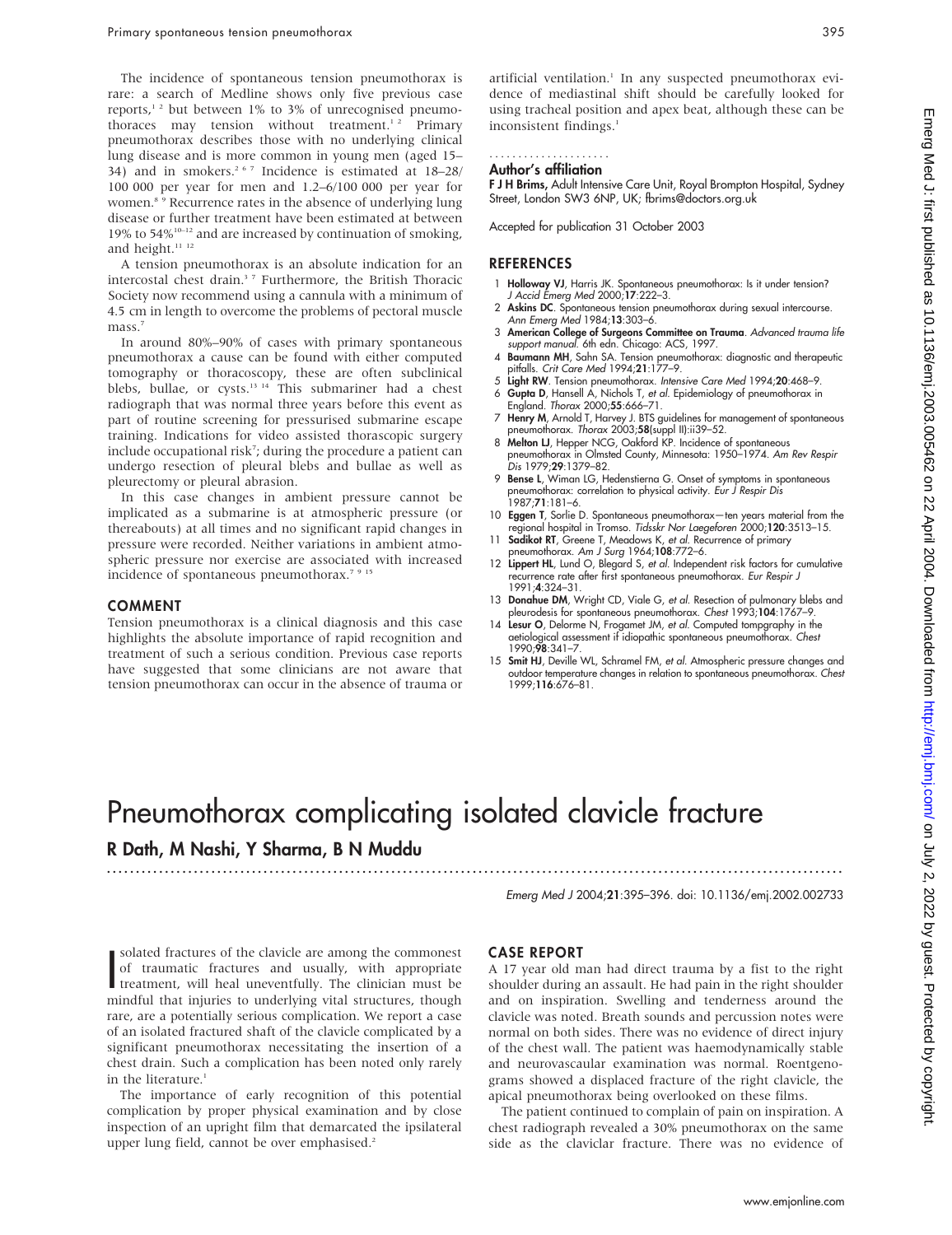The incidence of spontaneous tension pneumothorax is rare: a search of Medline shows only five previous case reports,[1,2] but between 1% to 3% of unrecognised pneumothoraces may tension without treatment.[1,2] Primary pneumothorax describes those with no underlying clinical lung disease and is more common in young men (aged 15–34) and in smokers.[2,6,7] Incidence is estimated at 18–28/100 000 per year for men and 1.2–6/100 000 per year for women.[8,9] Recurrence rates in the absence of underlying lung disease or further treatment have been estimated at between 19% to 54%[10–12] and are increased by continuation of smoking, and height.[11,12]

A tension pneumothorax is an absolute indication for an intercostal chest drain.[3,7] Furthermore, the British Thoracic Society now recommend using a cannula with a minimum of 4.5 cm in length to overcome the problems of pectoral muscle mass.[7]

In around 80%–90% of cases with primary spontaneous pneumothorax a cause can be found with either computed tomography or thoracoscopy, these are often subclinical blebs, bullae, or cysts.[13,14] This submariner had a chest radiograph that was normal three years before this event as part of routine screening for pressurised submarine escape training. Indications for video assisted thorascopic surgery include occupational risk[7]; during the procedure a patient can undergo resection of pleural blebs and bullae as well as pleurectomy or pleural abrasion.

In this case changes in ambient pressure cannot be implicated as a submarine is at atmospheric pressure (or thereabouts) at all times and no significant rapid changes in pressure were recorded. Neither variations in ambient atmospheric pressure nor exercise are associated with increased incidence of spontaneous pneumothorax.[7,9,15]

## COMMENT

Tension pneumothorax is a clinical diagnosis and this case highlights the absolute importance of rapid recognition and treatment of such a serious condition. Previous case reports have suggested that some clinicians are not aware that tension pneumothorax can occur in the absence of trauma or artificial ventilation.[1] In any suspected pneumothorax evidence of mediastinal shift should be carefully looked for using tracheal position and apex beat, although these can be inconsistent findings.[1]

### Author's affiliation

**F J H Brims,** Adult Intensive Care Unit, Royal Brompton Hospital, Sydney Street, London SW3 6NP, UK; fbrims@doctors.org.uk

Accepted for publication 31 October 2003

## REFERENCES

1. **Holloway VJ**, Harris JK. Spontaneous pneumothorax: Is it under tension? *J Accid Emerg Med* 2000;**17**:222–3.
2. **Askins DC**. Spontaneous tension pneumothorax during sexual intercourse. *Ann Emerg Med* 1984;**13**:303–6.
3. **American College of Surgeons Committee on Trauma**. *Advanced trauma life support manual*. 6th edn. Chicago: ACS, 1997.
4. **Baumann MH**, Sahn SA. Tension pneumothorax: diagnostic and therapeutic pitfalls. *Crit Care Med* 1994;**21**:177–9.
5. **Light RW**. Tension pneumothorax. *Intensive Care Med* 1994;**20**:468–9.
6. **Gupta D**, Hansell A, Nichols T, *et al*. Epidemiology of pneumothorax in England. *Thorax* 2000;**55**:666–71.
7. **Henry M**, Arnold T, Harvey J. BTS guidelines for management of spontaneous pneumothorax. *Thorax* 2003;**58**(suppl II):ii39–52.
8. **Melton LJ**, Hepper NCG, Oakford KP. Incidence of spontaneous pneumothorax in Olmsted County, Minnesota: 1950–1974. *Am Rev Respir Dis* 1979;**29**:1379–82.
9. **Bense L**, Wiman LG, Hedenstierna G. Onset of symptoms in spontaneous pneumothorax: correlation to physical activity. *Eur J Respir Dis* 1987;**71**:181–6.
10. **Eggen T**, Sorlie D. Spontaneous pneumothorax—ten years material from the regional hospital in Tromso. *Tidsskr Nor Laegeforen* 2000;**120**:3513–15.
11. **Sadikot RT**, Greene T, Meadows K, *et al*. Recurrence of primary pneumothorax. *Am J Surg* 1964;**108**:772–6.
12. **Lippert HL**, Lund O, Blegard S, *et al*. Independent risk factors for cumulative recurrence rate after first spontaneous pneumothorax. *Eur Respir J* 1991;**4**:324–31.
13. **Donahue DM**, Wright CD, Viale G, *et al*. Resection of pulmonary blebs and pleurodesis for spontaneous pneumothorax. *Chest* 1993;**104**:1767–9.
14. **Lesur O**, Delorme N, Frogamet JM, *et al*. Computed tompgraphy in the aetiological assessment if idiopathic spontaneous pneumothorax. *Chest* 1990;**98**:341–7.
15. **Smit HJ**, Deville WL, Schramel FM, *et al*. Atmospheric pressure changes and outdoor temperature changes in relation to spontaneous pneumothorax. *Chest* 1999;**116**:676–81.

# Pneumothorax complicating isolated clavicle fracture

**R Dath, M Nashi, Y Sharma, B N Muddu**

Emerg Med J 2004;21:395–396. doi: 10.1136/emj.2002.002733

Isolated fractures of the clavicle are among the commonest of traumatic fractures and usually, with appropriate treatment, will heal uneventfully. The clinician must be mindful that injuries to underlying vital structures, though rare, are a potentially serious complication. We report a case of an isolated fractured shaft of the clavicle complicated by a significant pneumothorax necessitating the insertion of a chest drain. Such a complication has been noted only rarely in the literature.[1]

The importance of early recognition of this potential complication by proper physical examination and by close inspection of an upright film that demarcated the ipsilateral upper lung field, cannot be over emphasised.[2]

## CASE REPORT

A 17 year old man had direct trauma by a fist to the right shoulder during an assault. He had pain in the right shoulder and on inspiration. Swelling and tenderness around the clavicle was noted. Breath sounds and percussion notes were normal on both sides. There was no evidence of direct injury of the chest wall. The patient was haemodynamically stable and neurovascular examination was normal. Roentgenograms showed a displaced fracture of the right clavicle, the apical pneumothorax being overlooked on these films.

The patient continued to complain of pain on inspiration. A chest radiograph revealed a 30% pneumothorax on the same side as the claviclar fracture. There was no evidence of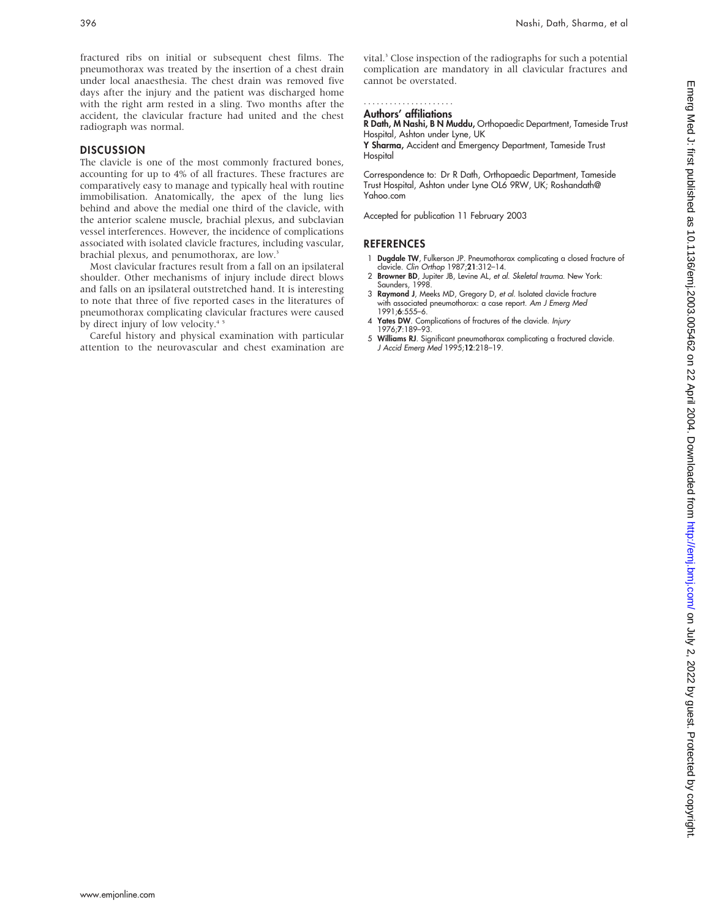fractured ribs on initial or subsequent chest films. The pneumothorax was treated by the insertion of a chest drain under local anaesthesia. The chest drain was removed five days after the injury and the patient was discharged home with the right arm rested in a sling. Two months after the accident, the clavicular fracture had united and the chest radiograph was normal.

## DISCUSSION

The clavicle is one of the most commonly fractured bones, accounting for up to 4% of all fractures. These fractures are comparatively easy to manage and typically heal with routine immobilisation. Anatomically, the apex of the lung lies behind and above the medial one third of the clavicle, with the anterior scalene muscle, brachial plexus, and subclavian vessel interferences. However, the incidence of complications associated with isolated clavicle fractures, including vascular, brachial plexus, and penumothorax, are low.[3]

Most clavicular fractures result from a fall on an ipsilateral shoulder. Other mechanisms of injury include direct blows and falls on an ipsilateral outstretched hand. It is interesting to note that three of five reported cases in the literatures of pneumothorax complicating clavicular fractures were caused by direct injury of low velocity.[4,5]

Careful history and physical examination with particular attention to the neurovascular and chest examination are vital.[3] Close inspection of the radiographs for such a potential complication are mandatory in all clavicular fractures and cannot be overstated.

### Authors' affiliations

**R Dath, M Nashi, B N Muddu,** Orthopaedic Department, Tameside Trust Hospital, Ashton under Lyne, UK

**Y Sharma,** Accident and Emergency Department, Tameside Trust Hospital

Correspondence to: Dr R Dath, Orthopaedic Department, Tameside Trust Hospital, Ashton under Lyne OL6 9RW, UK; Roshandath@Yahoo.com

Accepted for publication 11 February 2003

## REFERENCES

1. **Dugdale TW**, Fulkerson JP. Pneumothorax complicating a closed fracture of clavicle. *Clin Orthop* 1987;**21**:312–14.
2. **Browner BD**, Jupiter JB, Levine AL, *et al*. *Skeletal trauma*. New York: Saunders, 1998.
3. **Raymond J**, Meeks MD, Gregory D, *et al*. Isolated clavicle fracture with associated pneumothorax: a case report. *Am J Emerg Med* 1991;**6**:555–6.
4. **Yates DW**. Complications of fractures of the clavicle. *Injury* 1976;**7**:189–93.
5. **Williams RJ**. Significant pneumothorax complicating a fractured clavicle. *J Accid Emerg Med* 1995;**12**:218–19.